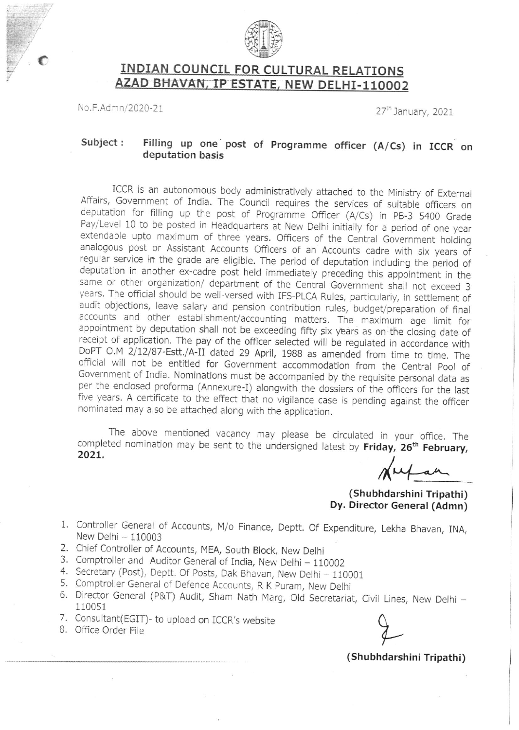# INDIAN COUNCIL FOR CULTURAL RELATIONS
## AZAD BHAVAN, IP ESTATE, NEW DELHI-110002

No.F.Admn/2020-21

27th January, 2021

**Subject : Filling up one post of Programme officer (A/Cs) in ICCR on deputation basis**

ICCR is an autonomous body administratively attached to the Ministry of External Affairs, Government of India. The Council requires the services of suitable officers on deputation for filling up the post of Programme Officer (A/Cs) in PB-3 5400 Grade Pay/Level 10 to be posted in Headquarters at New Delhi initially for a period of one year extendable upto maximum of three years. Officers of the Central Government holding analogous post or Assistant Accounts Officers of an Accounts cadre with six years of regular service in the grade are eligible. The period of deputation including the period of deputation in another ex-cadre post held immediately preceding this appointment in the same or other organization/ department of the Central Government shall not exceed 3 years. The official should be well-versed with IFS-PLCA Rules, particularly, in settlement of audit objections, leave salary and pension contribution rules, budget/preparation of final accounts and other establishment/accounting matters. The maximum age limit for appointment by deputation shall not be exceeding fifty six years as on the closing date of receipt of application. The pay of the officer selected will be regulated in accordance with DoPT O.M 2/12/87-Estt./A-II dated 29 April, 1988 as amended from time to time. The official will not be entitled for Government accommodation from the Central Pool of Government of India. Nominations must be accompanied by the requisite personal data as per the enclosed proforma (Annexure-I) alongwith the dossiers of the officers for the last five years. A certificate to the effect that no vigilance case is pending against the officer nominated may also be attached along with the application.

The above mentioned vacancy may please be circulated in your office. The completed nomination may be sent to the undersigned latest by **Friday, 26th February, 2021.**

**(Shubhdarshini Tripathi)**
**Dy. Director General (Admn)**

1. Controller General of Accounts, M/o Finance, Deptt. Of Expenditure, Lekha Bhavan, INA, New Delhi – 110003
2. Chief Controller of Accounts, MEA, South Block, New Delhi
3. Comptroller and Auditor General of India, New Delhi – 110002
4. Secretary (Post), Deptt. Of Posts, Dak Bhavan, New Delhi – 110001
5. Comptroller General of Defence Accounts, R K Puram, New Delhi
6. Director General (P&T) Audit, Sham Nath Marg, Old Secretariat, Civil Lines, New Delhi – 110051
7. Consultant(EGIT)- to upload on ICCR's website
8. Office Order File

**(Shubhdarshini Tripathi)**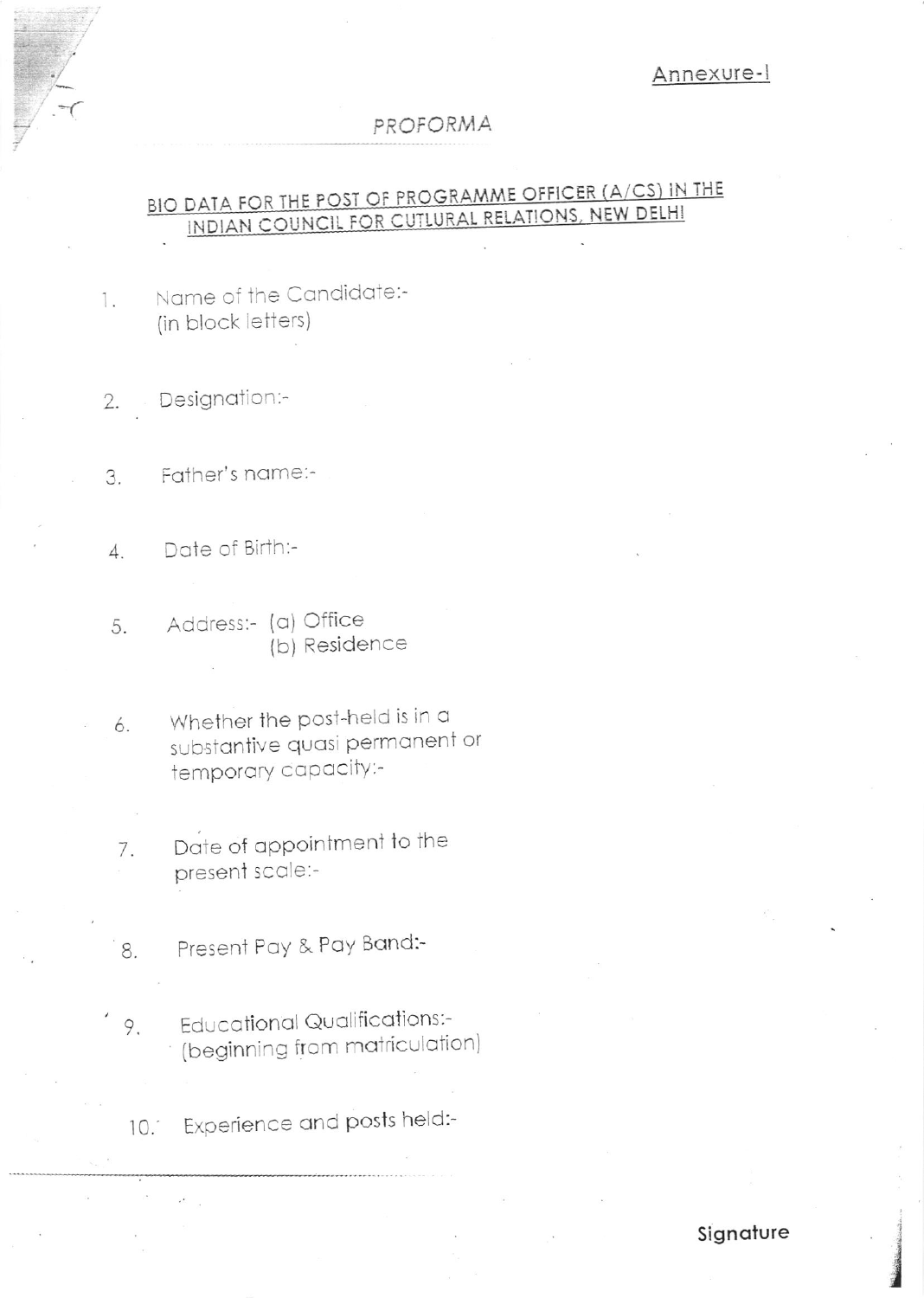Annexure-I

# PROFORMA

## BIO DATA FOR THE POST OF PROGRAMME OFFICER (A/CS) IN THE INDIAN COUNCIL FOR CUTLURAL RELATIONS, NEW DELHI

1. Name of the Candidate:-  
   (in block letters)

2. Designation:-

3. Father's name:-

4. Date of Birth:-

5. Address:- (a) Office  
   (b) Residence

6. Whether the post-held is in a substantive quasi permanent or temporary capacity:-

7. Date of appointment to the present scale:-

8. Present Pay & Pay Band:-

9. Educational Qualifications:-  
   (beginning from matriculation)

10. Experience and posts held:-

---

**Signature**